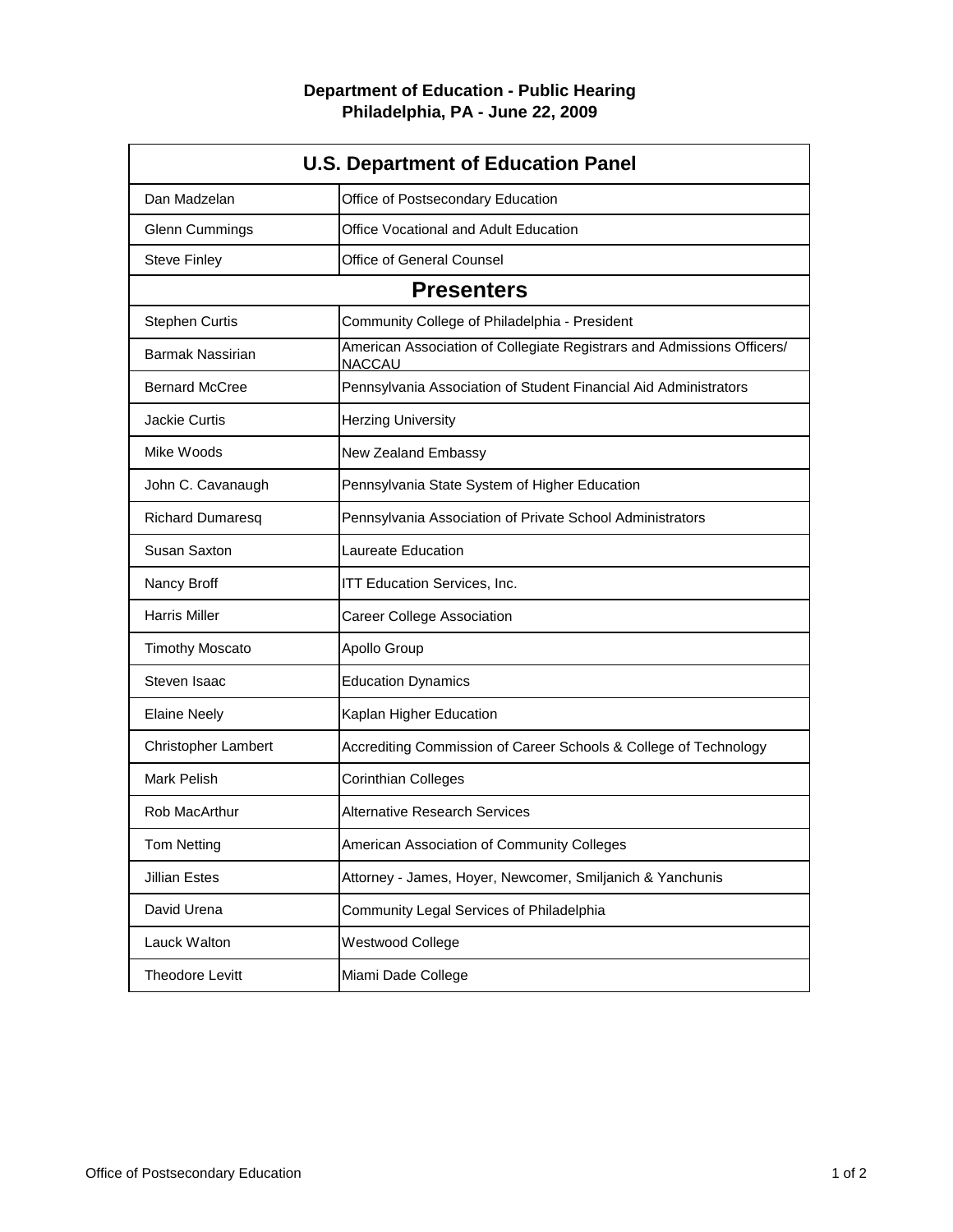**Department of Education - Public Hearing**
**Philadelphia, PA - June 22, 2009**

| U.S. Department of Education Panel | |
|---|---|
| Dan Madzelan | Office of Postsecondary Education |
| Glenn Cummings | Office Vocational and Adult Education |
| Steve Finley | Office of General Counsel |
| **Presenters** | |
| Stephen Curtis | Community College of Philadelphia - President |
| Barmak Nassirian | American Association of Collegiate Registrars and Admissions Officers/ NACCAU |
| Bernard McCree | Pennsylvania Association of Student Financial Aid Administrators |
| Jackie Curtis | Herzing University |
| Mike Woods | New Zealand Embassy |
| John C. Cavanaugh | Pennsylvania State System of Higher Education |
| Richard Dumaresq | Pennsylvania Association of Private School Administrators |
| Susan Saxton | Laureate Education |
| Nancy Broff | ITT Education Services, Inc. |
| Harris Miller | Career College Association |
| Timothy Moscato | Apollo Group |
| Steven Isaac | Education Dynamics |
| Elaine Neely | Kaplan Higher Education |
| Christopher Lambert | Accrediting Commission of Career Schools & College of Technology |
| Mark Pelish | Corinthian Colleges |
| Rob MacArthur | Alternative Research Services |
| Tom Netting | American Association of Community Colleges |
| Jillian Estes | Attorney - James, Hoyer, Newcomer, Smiljanich & Yanchunis |
| David Urena | Community Legal Services of Philadelphia |
| Lauck Walton | Westwood College |
| Theodore Levitt | Miami Dade College |

Office of Postsecondary Education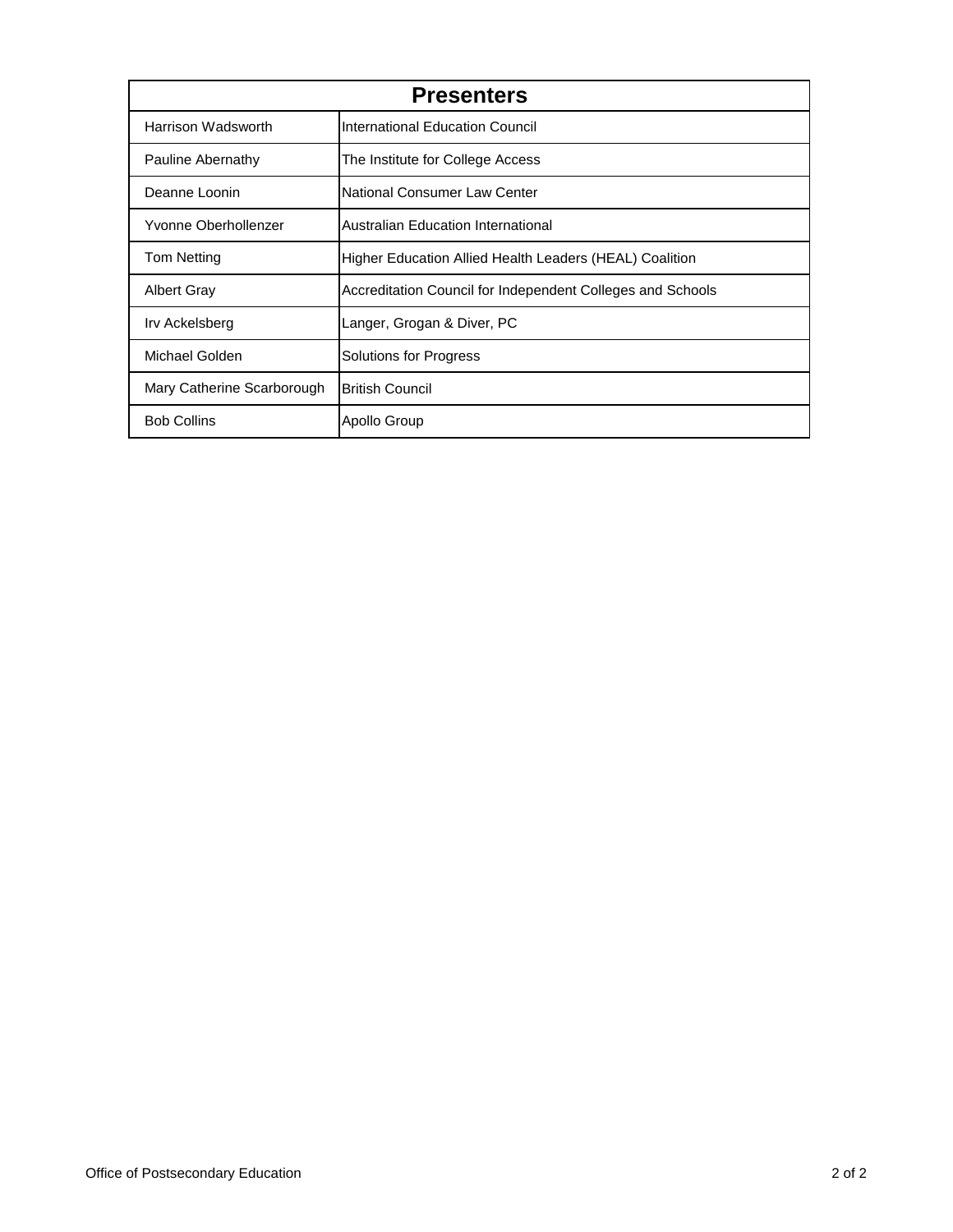| Presenters | |
|---|---|
| Harrison Wadsworth | International Education Council |
| Pauline Abernathy | The Institute for College Access |
| Deanne Loonin | National Consumer Law Center |
| Yvonne Oberhollenzer | Australian Education International |
| Tom Netting | Higher Education Allied Health Leaders (HEAL) Coalition |
| Albert Gray | Accreditation Council for Independent Colleges and Schools |
| Irv Ackelsberg | Langer, Grogan & Diver, PC |
| Michael Golden | Solutions for Progress |
| Mary Catherine Scarborough | British Council |
| Bob Collins | Apollo Group |